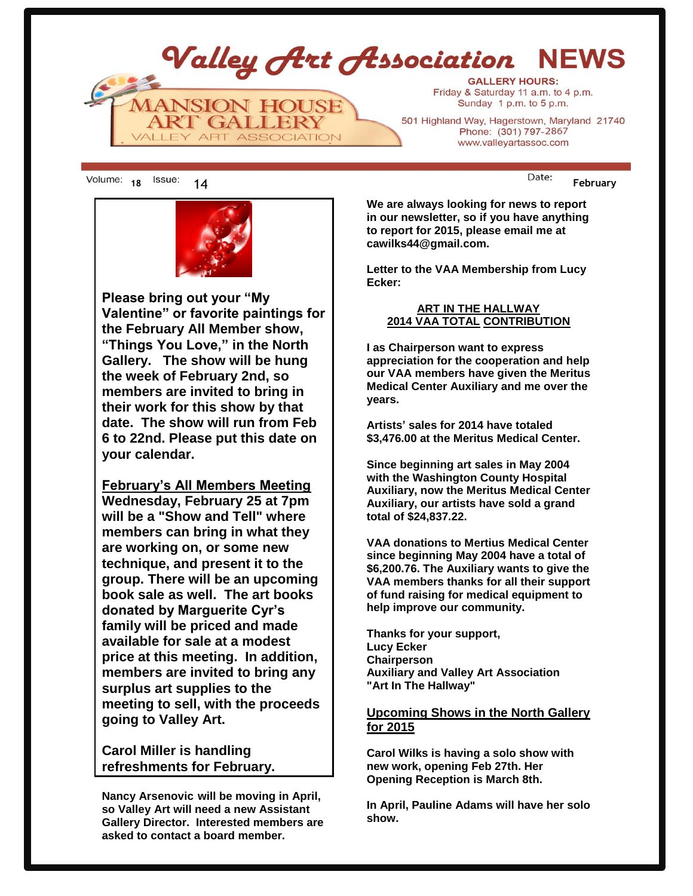# Valley Art Association NEWS

**MANSION HOUSE ART GALLERY**
VALLEY ART ASSOCIATION

**GALLERY HOURS:**
Friday & Saturday 11 a.m. to 4 p.m.
Sunday 1 p.m. to 5 p.m.

501 Highland Way, Hagerstown, Maryland 21740
Phone: (301) 797-2867
www.valleyartassoc.com

Volume: 18 Issue: 14 Date: February

**Please bring out your "My Valentine" or favorite paintings for the February All Member show, "Things You Love," in the North Gallery. The show will be hung the week of February 2nd, so members are invited to bring in their work for this show by that date. The show will run from Feb 6 to 22nd. Please put this date on your calendar.**

**<u>February's All Members Meeting</u>**
**Wednesday, February 25 at 7pm will be a "Show and Tell" where members can bring in what they are working on, or some new technique, and present it to the group. There will be an upcoming book sale as well. The art books donated by Marguerite Cyr's family will be priced and made available for sale at a modest price at this meeting. In addition, members are invited to bring any surplus art supplies to the meeting to sell, with the proceeds going to Valley Art.**

**Carol Miller is handling refreshments for February.**

**Nancy Arsenovic will be moving in April, so Valley Art will need a new Assistant Gallery Director. Interested members are asked to contact a board member.**

**We are always looking for news to report in our newsletter, so if you have anything to report for 2015, please email me at cawilks44@gmail.com.**

**Letter to the VAA Membership from Lucy Ecker:**

**<u>ART IN THE HALLWAY</u>**
**<u>2014 VAA TOTAL CONTRIBUTION</u>**

**I as Chairperson want to express appreciation for the cooperation and help our VAA members have given the Meritus Medical Center Auxiliary and me over the years.**

**Artists' sales for 2014 have totaled $3,476.00 at the Meritus Medical Center.**

**Since beginning art sales in May 2004 with the Washington County Hospital Auxiliary, now the Meritus Medical Center Auxiliary, our artists have sold a grand total of $24,837.22.**

**VAA donations to Mertius Medical Center since beginning May 2004 have a total of $6,200.76. The Auxiliary wants to give the VAA members thanks for all their support of fund raising for medical equipment to help improve our community.**

**Thanks for your support,**
**Lucy Ecker**
**Chairperson**
**Auxiliary and Valley Art Association**
**"Art In The Hallway"**

**<u>Upcoming Shows in the North Gallery for 2015</u>**

**Carol Wilks is having a solo show with new work, opening Feb 27th. Her Opening Reception is March 8th.**

**In April, Pauline Adams will have her solo show.**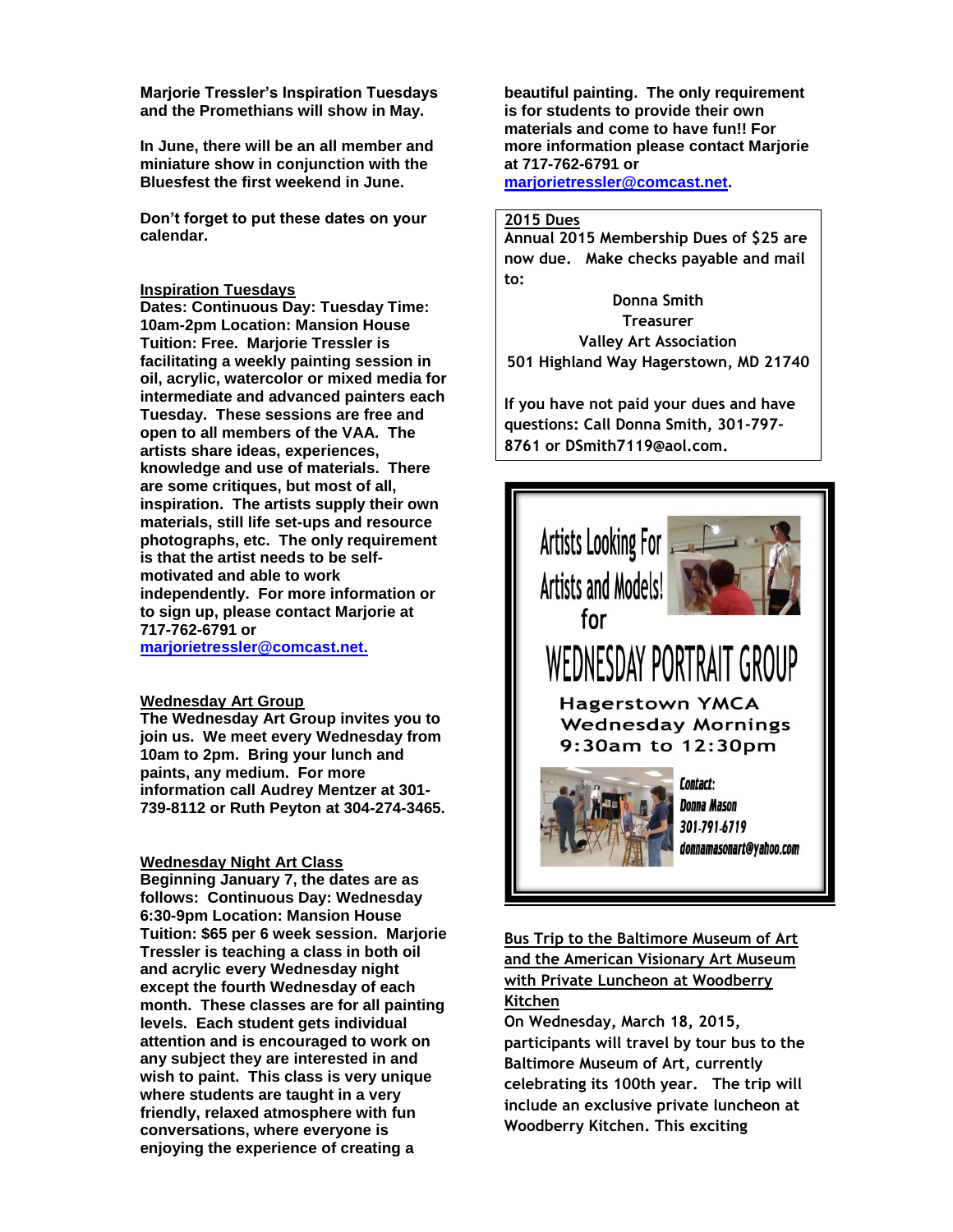**Marjorie Tressler's Inspiration Tuesdays and the Promethians will show in May.**

**In June, there will be an all member and miniature show in conjunction with the Bluesfest the first weekend in June.**

**Don't forget to put these dates on your calendar.**

**Inspiration Tuesdays**

**Dates: Continuous Day: Tuesday Time: 10am-2pm Location: Mansion House Tuition: Free. Marjorie Tressler is facilitating a weekly painting session in oil, acrylic, watercolor or mixed media for intermediate and advanced painters each Tuesday. These sessions are free and open to all members of the VAA. The artists share ideas, experiences, knowledge and use of materials. There are some critiques, but most of all, inspiration. The artists supply their own materials, still life set-ups and resource photographs, etc. The only requirement is that the artist needs to be self-motivated and able to work independently. For more information or to sign up, please contact Marjorie at 717-762-6791 or marjorietressler@comcast.net.**

**Wednesday Art Group**

**The Wednesday Art Group invites you to join us. We meet every Wednesday from 10am to 2pm. Bring your lunch and paints, any medium. For more information call Audrey Mentzer at 301-739-8112 or Ruth Peyton at 304-274-3465.**

**Wednesday Night Art Class**

**Beginning January 7, the dates are as follows: Continuous Day: Wednesday 6:30-9pm Location: Mansion House Tuition: $65 per 6 week session. Marjorie Tressler is teaching a class in both oil and acrylic every Wednesday night except the fourth Wednesday of each month. These classes are for all painting levels. Each student gets individual attention and is encouraged to work on any subject they are interested in and wish to paint. This class is very unique where students are taught in a very friendly, relaxed atmosphere with fun conversations, where everyone is enjoying the experience of creating a beautiful painting. The only requirement is for students to provide their own materials and come to have fun!! For more information please contact Marjorie at 717-762-6791 or marjorietressler@comcast.net.**

**2015 Dues**

**Annual 2015 Membership Dues of $25 are now due. Make checks payable and mail to:**

**Donna Smith**
**Treasurer**
**Valley Art Association**
**501 Highland Way Hagerstown, MD 21740**

**If you have not paid your dues and have questions: Call Donna Smith, 301-797-8761 or DSmith7119@aol.com.**

Artists Looking For Artists and Models! for

WEDNESDAY PORTRAIT GROUP

Hagerstown YMCA
Wednesday Mornings
9:30am to 12:30pm

Contact:
Donna Mason
301-791-6719
donnamasonart@yahoo.com

**Bus Trip to the Baltimore Museum of Art and the American Visionary Art Museum with Private Luncheon at Woodberry Kitchen**

**On Wednesday, March 18, 2015, participants will travel by tour bus to the Baltimore Museum of Art, currently celebrating its 100th year. The trip will include an exclusive private luncheon at Woodberry Kitchen. This exciting**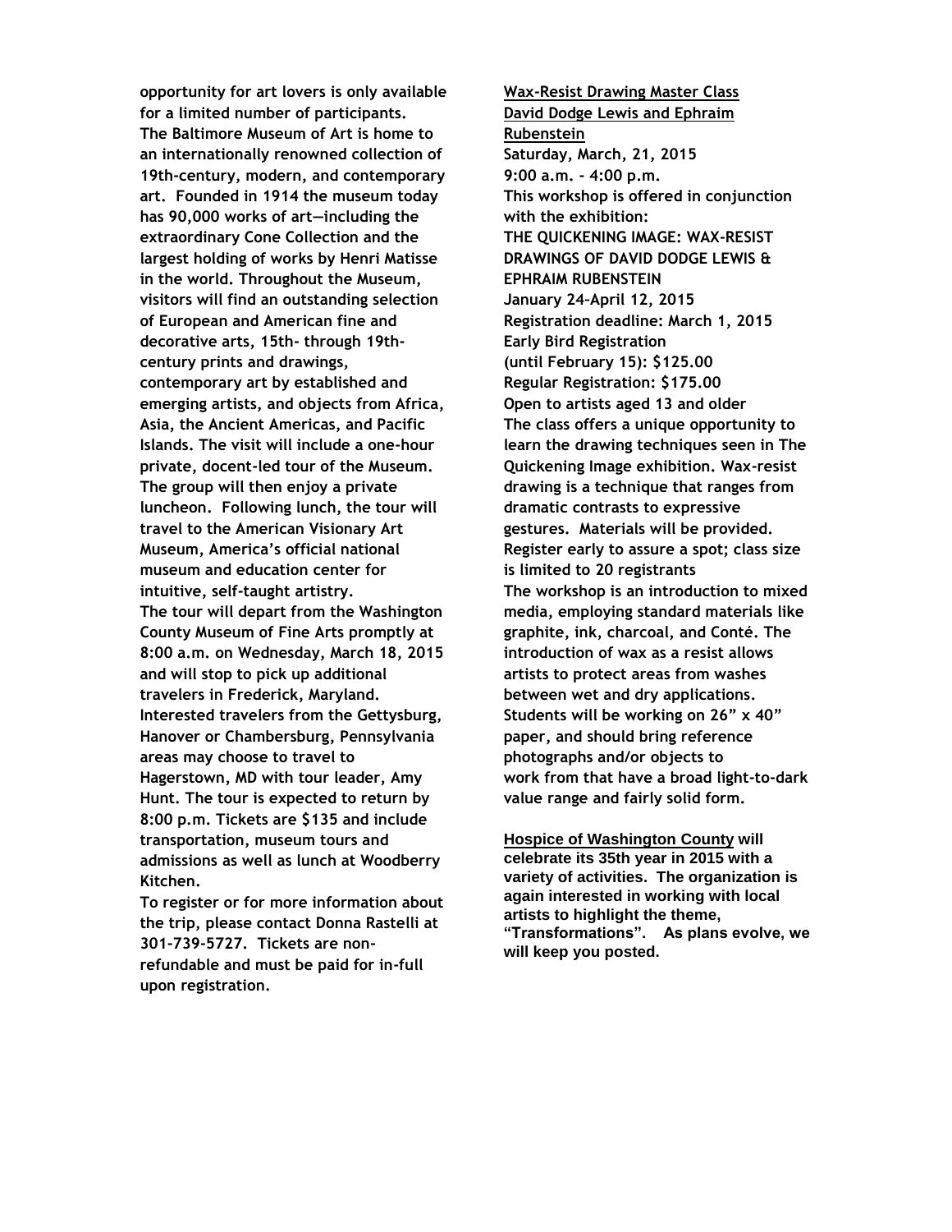**opportunity for art lovers is only available for a limited number of participants. The Baltimore Museum of Art is home to an internationally renowned collection of 19th-century, modern, and contemporary art. Founded in 1914 the museum today has 90,000 works of art—including the extraordinary Cone Collection and the largest holding of works by Henri Matisse in the world. Throughout the Museum, visitors will find an outstanding selection of European and American fine and decorative arts, 15th- through 19th-century prints and drawings, contemporary art by established and emerging artists, and objects from Africa, Asia, the Ancient Americas, and Pacific Islands. The visit will include a one-hour private, docent-led tour of the Museum. The group will then enjoy a private luncheon. Following lunch, the tour will travel to the American Visionary Art Museum, America's official national museum and education center for intuitive, self-taught artistry.**

**The tour will depart from the Washington County Museum of Fine Arts promptly at 8:00 a.m. on Wednesday, March 18, 2015 and will stop to pick up additional travelers in Frederick, Maryland. Interested travelers from the Gettysburg, Hanover or Chambersburg, Pennsylvania areas may choose to travel to Hagerstown, MD with tour leader, Amy Hunt. The tour is expected to return by 8:00 p.m. Tickets are $135 and include transportation, museum tours and admissions as well as lunch at Woodberry Kitchen.**

**To register or for more information about the trip, please contact Donna Rastelli at 301-739-5727. Tickets are non-refundable and must be paid for in-full upon registration.**

**Wax-Resist Drawing Master Class**
**David Dodge Lewis and Ephraim Rubenstein**

**Saturday, March, 21, 2015**
**9:00 a.m. - 4:00 p.m.**
**This workshop is offered in conjunction with the exhibition:**
**THE QUICKENING IMAGE: WAX-RESIST DRAWINGS OF DAVID DODGE LEWIS & EPHRAIM RUBENSTEIN**
**January 24–April 12, 2015**
**Registration deadline: March 1, 2015**
**Early Bird Registration (until February 15): $125.00**
**Regular Registration: $175.00**
**Open to artists aged 13 and older**

**The class offers a unique opportunity to learn the drawing techniques seen in The Quickening Image exhibition. Wax-resist drawing is a technique that ranges from dramatic contrasts to expressive gestures. Materials will be provided. Register early to assure a spot; class size is limited to 20 registrants**

**The workshop is an introduction to mixed media, employing standard materials like graphite, ink, charcoal, and Conté. The introduction of wax as a resist allows artists to protect areas from washes between wet and dry applications. Students will be working on 26" x 40" paper, and should bring reference photographs and/or objects to work from that have a broad light-to-dark value range and fairly solid form.**

**Hospice of Washington County will celebrate its 35th year in 2015 with a variety of activities. The organization is again interested in working with local artists to highlight the theme, "Transformations". As plans evolve, we will keep you posted.**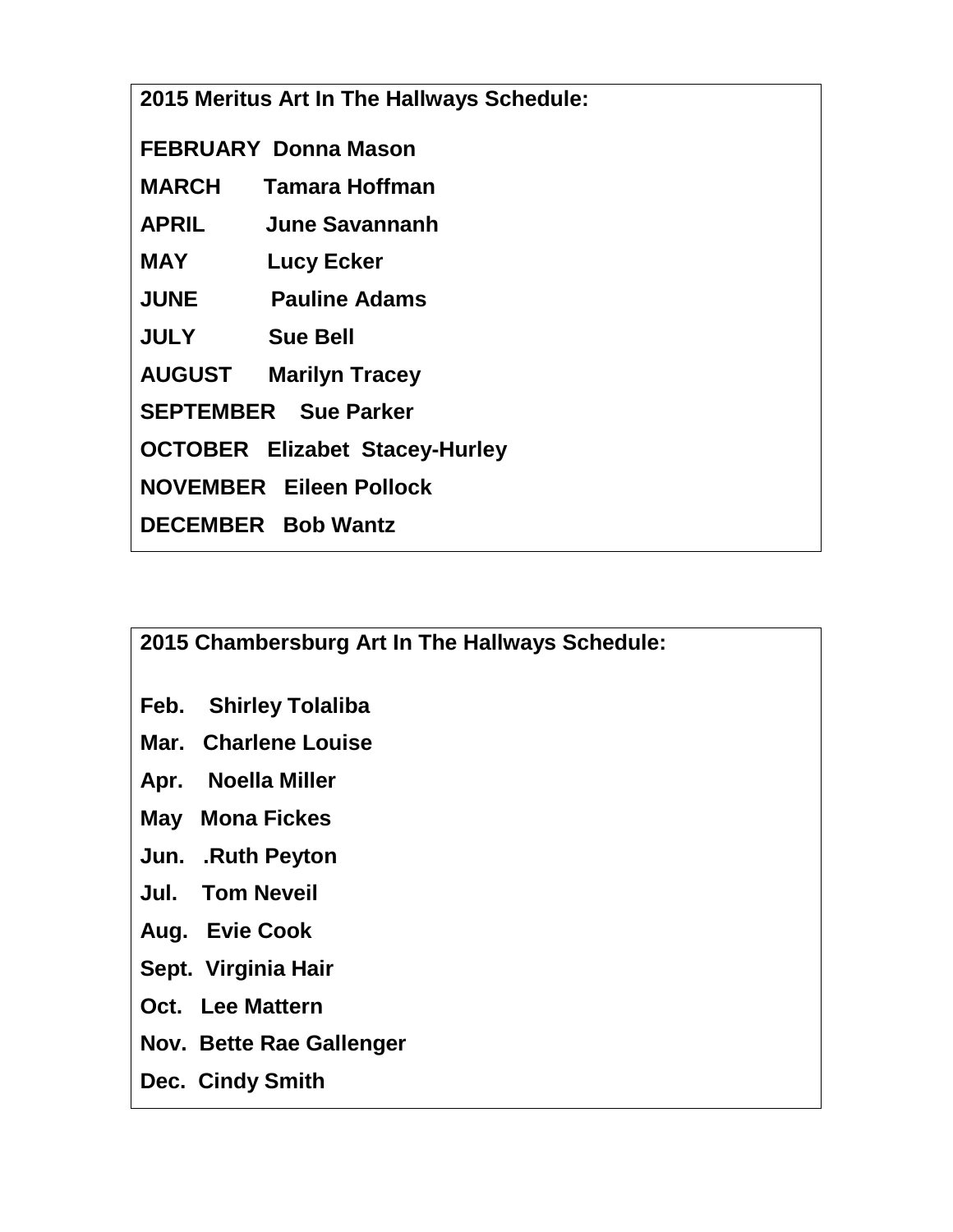**2015 Meritus Art In The Hallways Schedule:**

**FEBRUARY Donna Mason**

**MARCH Tamara Hoffman**

**APRIL June Savannanh**

**MAY Lucy Ecker**

**JUNE Pauline Adams**

**JULY Sue Bell**

**AUGUST Marilyn Tracey**

**SEPTEMBER Sue Parker**

**OCTOBER Elizabet Stacey-Hurley**

**NOVEMBER Eileen Pollock**

**DECEMBER Bob Wantz**

**2015 Chambersburg Art In The Hallways Schedule:**

**Feb. Shirley Tolaliba**

**Mar. Charlene Louise**

**Apr. Noella Miller**

**May Mona Fickes**

**Jun. .Ruth Peyton**

**Jul. Tom Neveil**

**Aug. Evie Cook**

**Sept. Virginia Hair**

**Oct. Lee Mattern**

**Nov. Bette Rae Gallenger**

**Dec. Cindy Smith**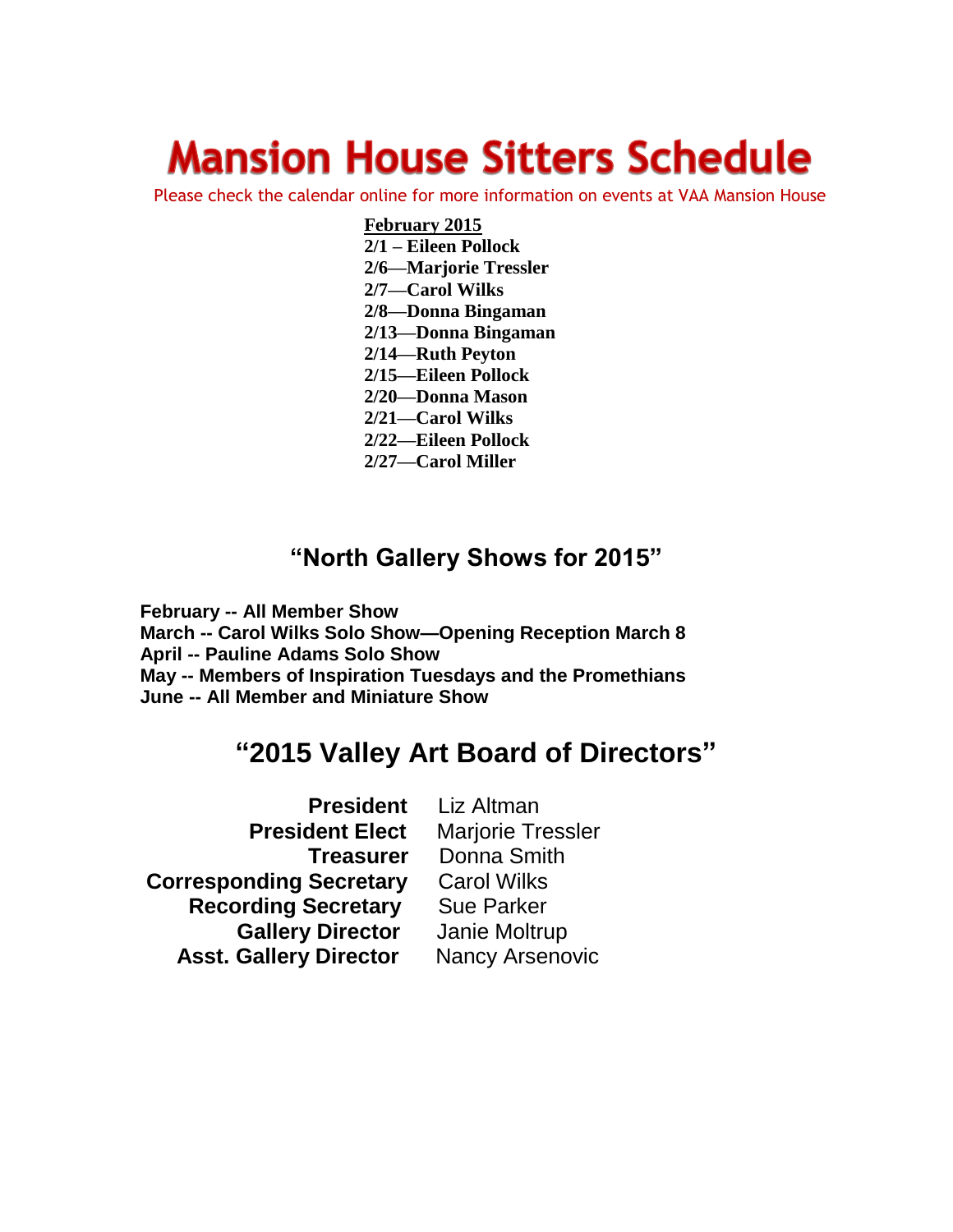# Mansion House Sitters Schedule

Please check the calendar online for more information on events at VAA Mansion House

**February 2015**

**2/1 – Eileen Pollock**
**2/6—Marjorie Tressler**
**2/7—Carol Wilks**
**2/8—Donna Bingaman**
**2/13—Donna Bingaman**
**2/14—Ruth Peyton**
**2/15—Eileen Pollock**
**2/20—Donna Mason**
**2/21—Carol Wilks**
**2/22—Eileen Pollock**
**2/27—Carol Miller**

## "North Gallery Shows for 2015"

**February -- All Member Show**
**March -- Carol Wilks Solo Show—Opening Reception March 8**
**April -- Pauline Adams Solo Show**
**May -- Members of Inspiration Tuesdays and the Promethians**
**June -- All Member and Miniature Show**

## "2015 Valley Art Board of Directors"

| | |
|---|---|
| **President** | Liz Altman |
| **President Elect** | Marjorie Tressler |
| **Treasurer** | Donna Smith |
| **Corresponding Secretary** | Carol Wilks |
| **Recording Secretary** | Sue Parker |
| **Gallery Director** | Janie Moltrup |
| **Asst. Gallery Director** | Nancy Arsenovic |